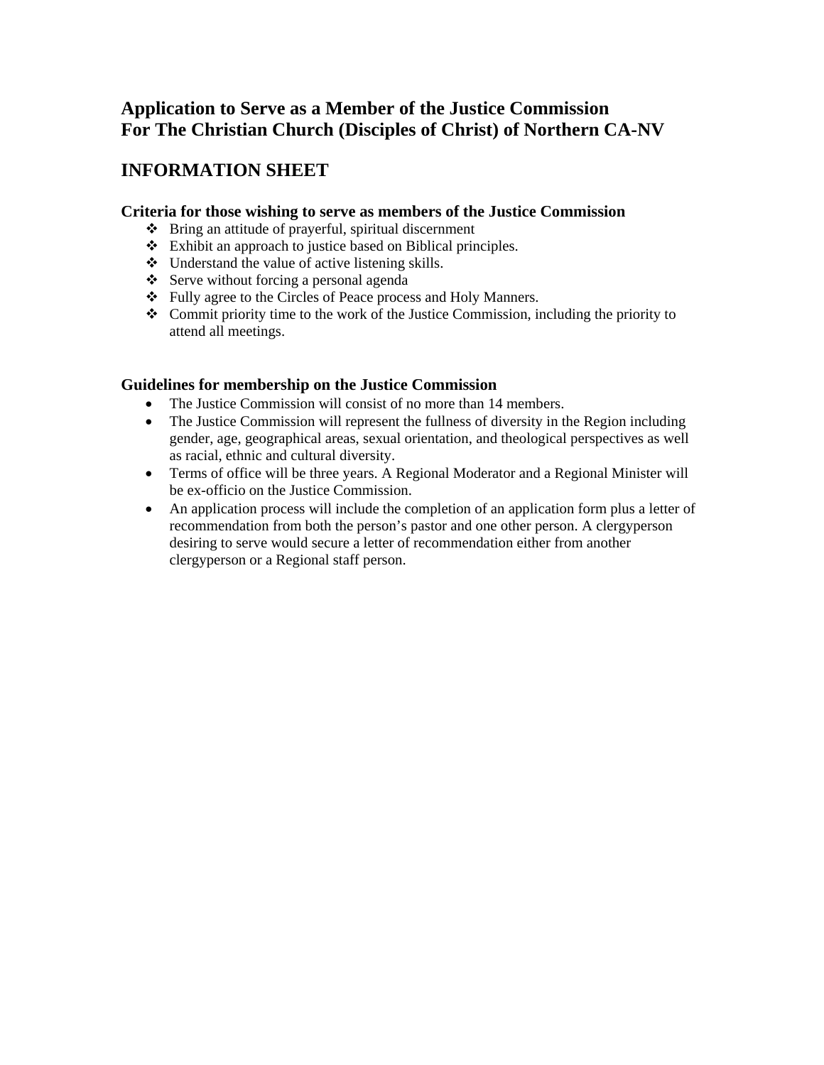# Application to Serve as a Member of the Justice Commission
# For The Christian Church (Disciples of Christ) of Northern CA-NV

## INFORMATION SHEET

### Criteria for those wishing to serve as members of the Justice Commission

- Bring an attitude of prayerful, spiritual discernment
- Exhibit an approach to justice based on Biblical principles.
- Understand the value of active listening skills.
- Serve without forcing a personal agenda
- Fully agree to the Circles of Peace process and Holy Manners.
- Commit priority time to the work of the Justice Commission, including the priority to attend all meetings.

### Guidelines for membership on the Justice Commission

- The Justice Commission will consist of no more than 14 members.
- The Justice Commission will represent the fullness of diversity in the Region including gender, age, geographical areas, sexual orientation, and theological perspectives as well as racial, ethnic and cultural diversity.
- Terms of office will be three years. A Regional Moderator and a Regional Minister will be ex-officio on the Justice Commission.
- An application process will include the completion of an application form plus a letter of recommendation from both the person's pastor and one other person. A clergyperson desiring to serve would secure a letter of recommendation either from another clergyperson or a Regional staff person.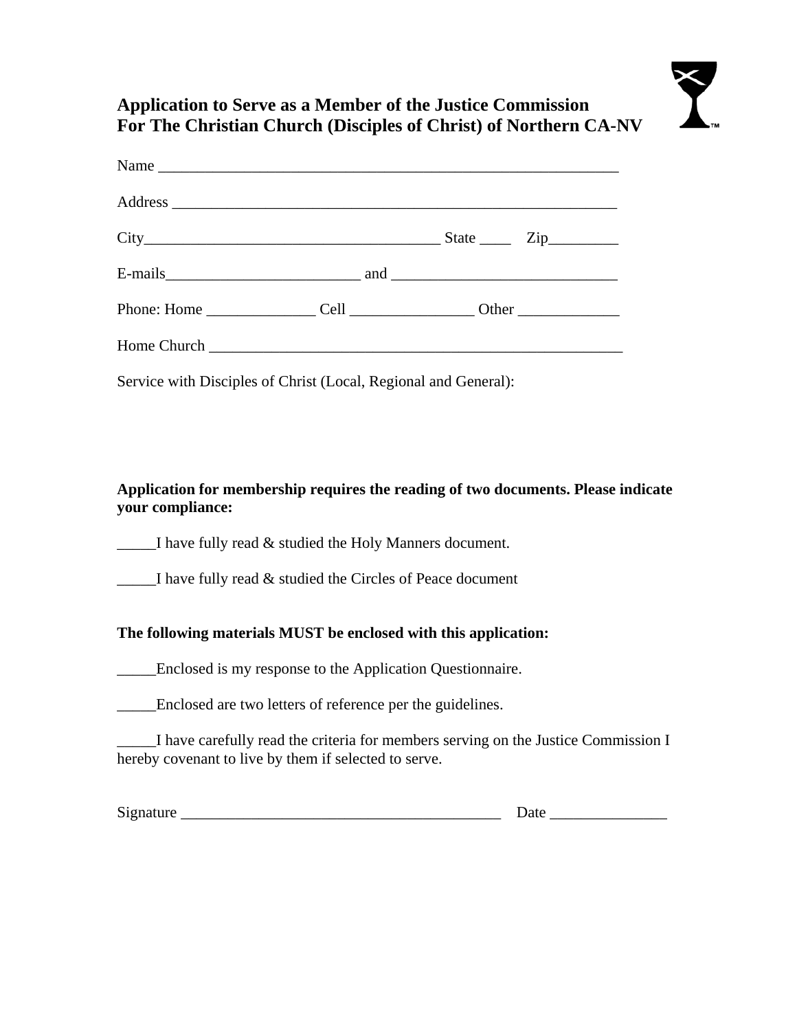## Application to Serve as a Member of the Justice Commission
## For The Christian Church (Disciples of Christ) of Northern CA-NV

Name ___________________________________________________________

Address _________________________________________________________

City_____________________________________ State ____ Zip_________

E-mails_________________________ and ____________________________

Phone: Home ______________ Cell ________________ Other _____________

Home Church _____________________________________________________

Service with Disciples of Christ (Local, Regional and General):

**Application for membership requires the reading of two documents. Please indicate your compliance:**

_____I have fully read & studied the Holy Manners document.

_____I have fully read & studied the Circles of Peace document

**The following materials MUST be enclosed with this application:**

_____Enclosed is my response to the Application Questionnaire.

_____Enclosed are two letters of reference per the guidelines.

_____I have carefully read the criteria for members serving on the Justice Commission I hereby covenant to live by them if selected to serve.

Signature __________________________________________ Date _______________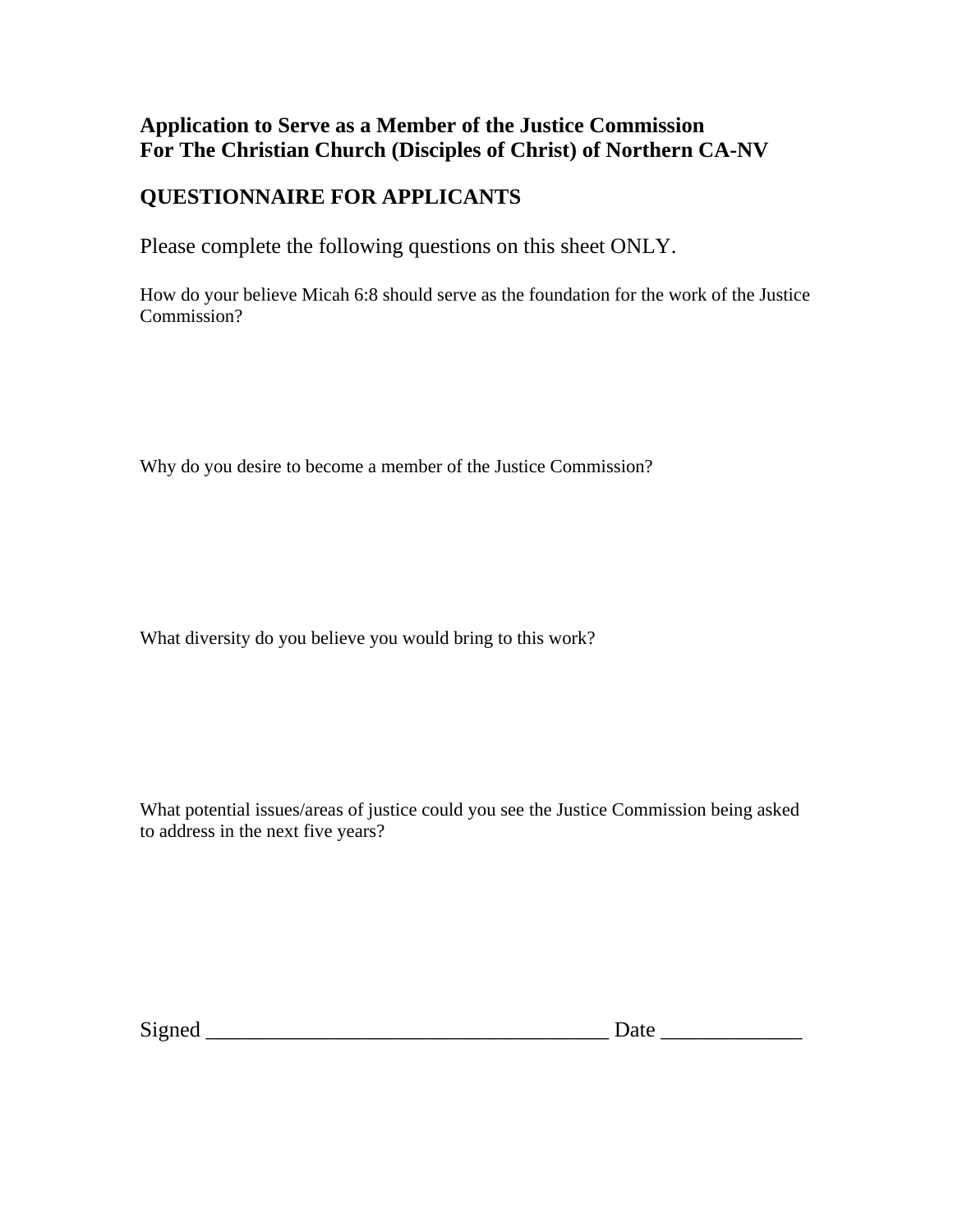**Application to Serve as a Member of the Justice Commission**
**For The Christian Church (Disciples of Christ) of Northern CA-NV**

## QUESTIONNAIRE FOR APPLICANTS

Please complete the following questions on this sheet ONLY.

How do your believe Micah 6:8 should serve as the foundation for the work of the Justice Commission?

Why do you desire to become a member of the Justice Commission?

What diversity do you believe you would bring to this work?

What potential issues/areas of justice could you see the Justice Commission being asked to address in the next five years?

Signed _____________________________________ Date _____________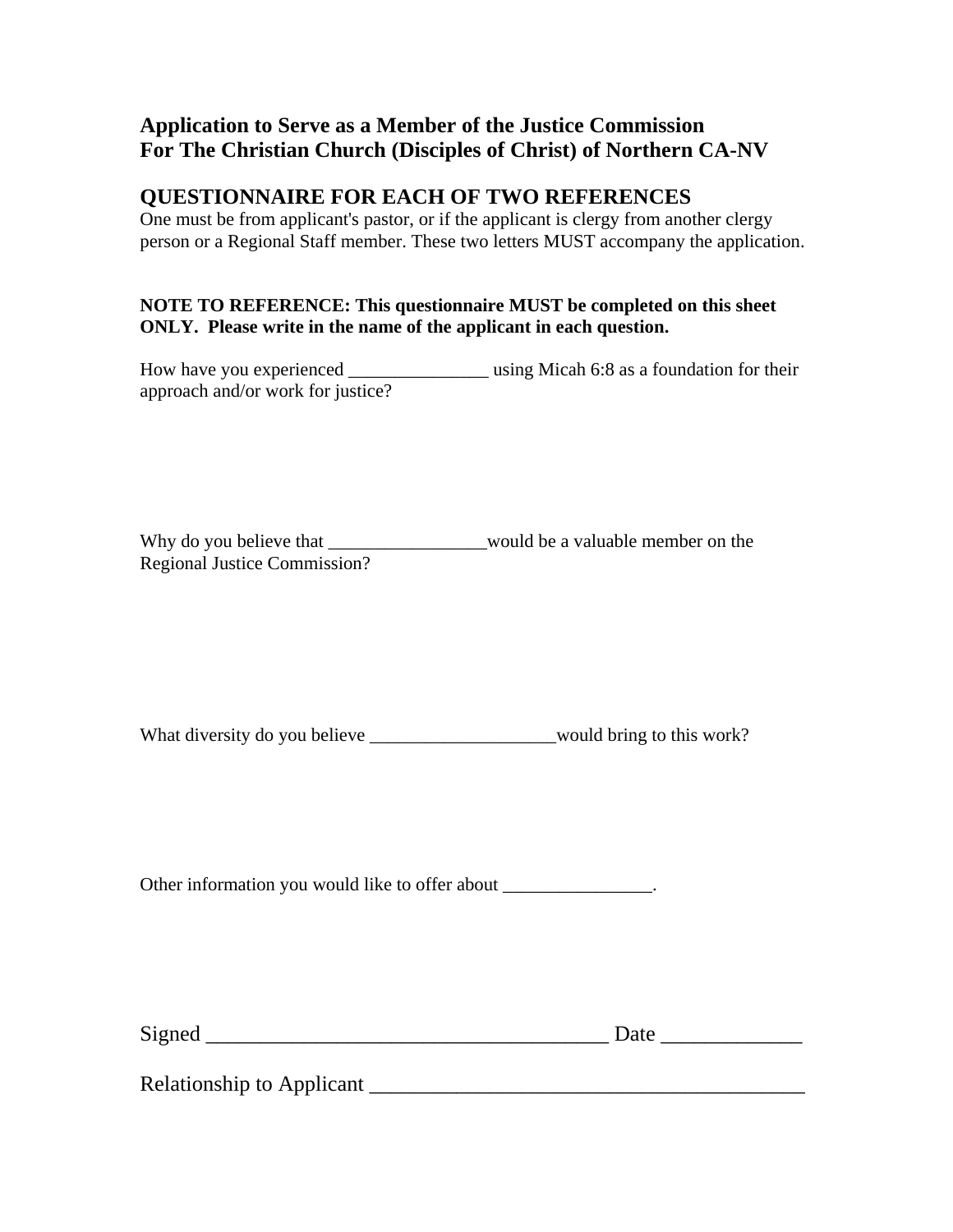## Application to Serve as a Member of the Justice Commission
## For The Christian Church (Disciples of Christ) of Northern CA-NV

## QUESTIONNAIRE FOR EACH OF TWO REFERENCES

One must be from applicant's pastor, or if the applicant is clergy from another clergy person or a Regional Staff member. These two letters MUST accompany the application.

**NOTE TO REFERENCE: This questionnaire MUST be completed on this sheet ONLY. Please write in the name of the applicant in each question.**

How have you experienced _______________ using Micah 6:8 as a foundation for their approach and/or work for justice?

Why do you believe that _________________would be a valuable member on the Regional Justice Commission?

What diversity do you believe ____________________would bring to this work?

Other information you would like to offer about ________________.

Signed _____________________________________ Date _____________

Relationship to Applicant ________________________________________